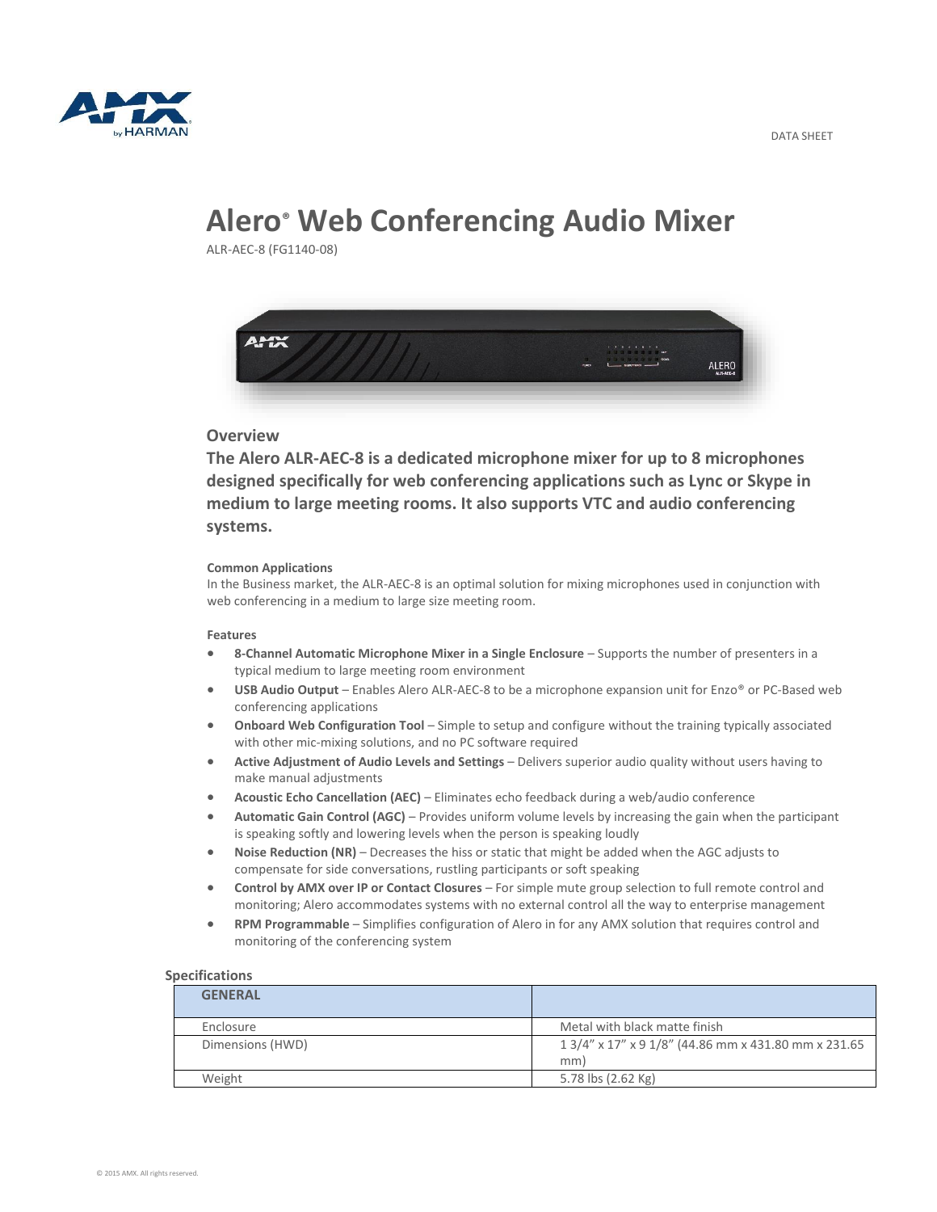DATA SHEET

# Alero® Web Conferencing Audio Mixer

ALR-AEC-8 (FG1140-08)

## Overview

**The Alero ALR-AEC-8 is a dedicated microphone mixer for up to 8 microphones designed specifically for web conferencing applications such as Lync or Skype in medium to large meeting rooms. It also supports VTC and audio conferencing systems.**

#### Common Applications

In the Business market, the ALR-AEC-8 is an optimal solution for mixing microphones used in conjunction with web conferencing in a medium to large size meeting room.

#### Features

- **8-Channel Automatic Microphone Mixer in a Single Enclosure** – Supports the number of presenters in a typical medium to large meeting room environment
- **USB Audio Output** – Enables Alero ALR-AEC-8 to be a microphone expansion unit for Enzo® or PC-Based web conferencing applications
- **Onboard Web Configuration Tool** – Simple to setup and configure without the training typically associated with other mic-mixing solutions, and no PC software required
- **Active Adjustment of Audio Levels and Settings** – Delivers superior audio quality without users having to make manual adjustments
- **Acoustic Echo Cancellation (AEC)** – Eliminates echo feedback during a web/audio conference
- **Automatic Gain Control (AGC)** – Provides uniform volume levels by increasing the gain when the participant is speaking softly and lowering levels when the person is speaking loudly
- **Noise Reduction (NR)** – Decreases the hiss or static that might be added when the AGC adjusts to compensate for side conversations, rustling participants or soft speaking
- **Control by AMX over IP or Contact Closures** – For simple mute group selection to full remote control and monitoring; Alero accommodates systems with no external control all the way to enterprise management
- **RPM Programmable** – Simplifies configuration of Alero in for any AMX solution that requires control and monitoring of the conferencing system

### Specifications

| GENERAL | |
|---|---|
| Enclosure | Metal with black matte finish |
| Dimensions (HWD) | 1 3/4" x 17" x 9 1/8" (44.86 mm x 431.80 mm x 231.65 mm) |
| Weight | 5.78 lbs (2.62 Kg) |

© 2015 AMX. All rights reserved.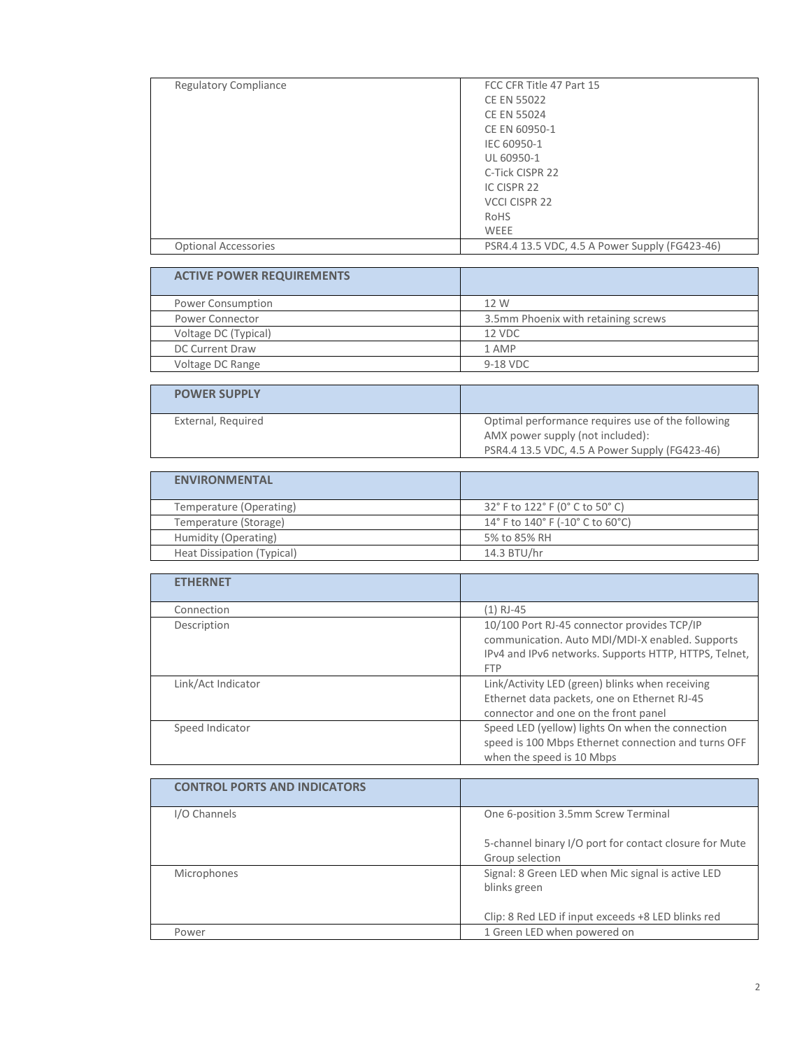| | |
|---|---|
| Regulatory Compliance | FCC CFR Title 47 Part 15<br>CE EN 55022<br>CE EN 55024<br>CE EN 60950-1<br>IEC 60950-1<br>UL 60950-1<br>C-Tick CISPR 22<br>IC CISPR 22<br>VCCI CISPR 22<br>RoHS<br>WEEE |
| Optional Accessories | PSR4.4 13.5 VDC, 4.5 A Power Supply (FG423-46) |

| ACTIVE POWER REQUIREMENTS | |
|---|---|
| Power Consumption | 12 W |
| Power Connector | 3.5mm Phoenix with retaining screws |
| Voltage DC (Typical) | 12 VDC |
| DC Current Draw | 1 AMP |
| Voltage DC Range | 9-18 VDC |

| POWER SUPPLY | |
|---|---|
| External, Required | Optimal performance requires use of the following AMX power supply (not included):<br>PSR4.4 13.5 VDC, 4.5 A Power Supply (FG423-46) |

| ENVIRONMENTAL | |
|---|---|
| Temperature (Operating) | 32° F to 122° F (0° C to 50° C) |
| Temperature (Storage) | 14° F to 140° F (-10° C to 60°C) |
| Humidity (Operating) | 5% to 85% RH |
| Heat Dissipation (Typical) | 14.3 BTU/hr |

| ETHERNET | |
|---|---|
| Connection | (1) RJ-45 |
| Description | 10/100 Port RJ-45 connector provides TCP/IP communication. Auto MDI/MDI-X enabled. Supports IPv4 and IPv6 networks. Supports HTTP, HTTPS, Telnet, FTP |
| Link/Act Indicator | Link/Activity LED (green) blinks when receiving Ethernet data packets, one on Ethernet RJ-45 connector and one on the front panel |
| Speed Indicator | Speed LED (yellow) lights On when the connection speed is 100 Mbps Ethernet connection and turns OFF when the speed is 10 Mbps |

| CONTROL PORTS AND INDICATORS | |
|---|---|
| I/O Channels | One 6-position 3.5mm Screw Terminal<br><br>5-channel binary I/O port for contact closure for Mute Group selection |
| Microphones | Signal: 8 Green LED when Mic signal is active LED blinks green<br><br>Clip: 8 Red LED if input exceeds +8 LED blinks red |
| Power | 1 Green LED when powered on |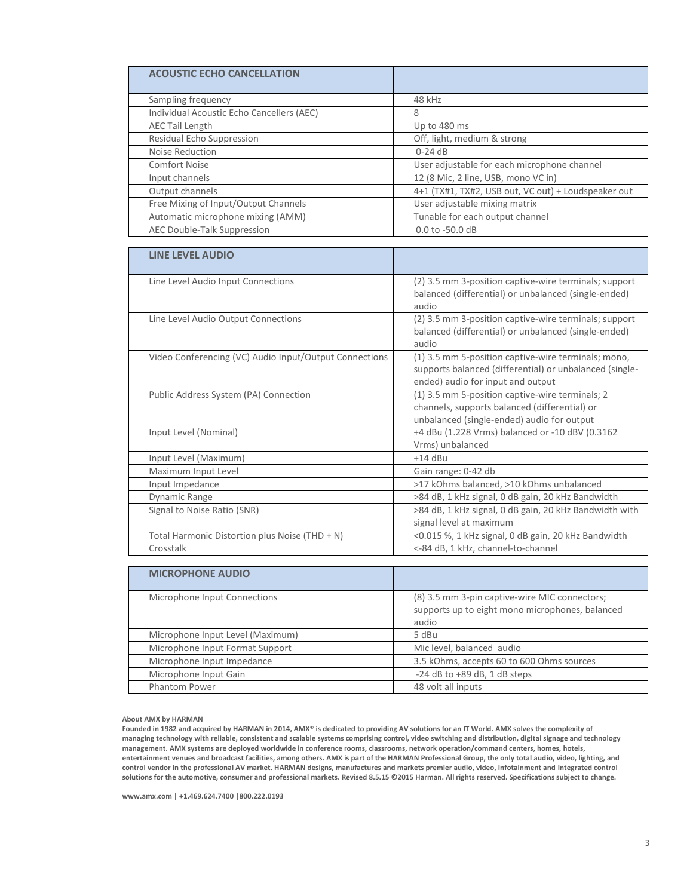| ACOUSTIC ECHO CANCELLATION | |
|---|---|
| Sampling frequency | 48 kHz |
| Individual Acoustic Echo Cancellers (AEC) | 8 |
| AEC Tail Length | Up to 480 ms |
| Residual Echo Suppression | Off, light, medium & strong |
| Noise Reduction | 0-24 dB |
| Comfort Noise | User adjustable for each microphone channel |
| Input channels | 12 (8 Mic, 2 line, USB, mono VC in) |
| Output channels | 4+1 (TX#1, TX#2, USB out, VC out) + Loudspeaker out |
| Free Mixing of Input/Output Channels | User adjustable mixing matrix |
| Automatic microphone mixing (AMM) | Tunable for each output channel |
| AEC Double-Talk Suppression | 0.0 to -50.0 dB |

| LINE LEVEL AUDIO | |
|---|---|
| Line Level Audio Input Connections | (2) 3.5 mm 3-position captive-wire terminals; support balanced (differential) or unbalanced (single-ended) audio |
| Line Level Audio Output Connections | (2) 3.5 mm 3-position captive-wire terminals; support balanced (differential) or unbalanced (single-ended) audio |
| Video Conferencing (VC) Audio Input/Output Connections | (1) 3.5 mm 5-position captive-wire terminals; mono, supports balanced (differential) or unbalanced (single-ended) audio for input and output |
| Public Address System (PA) Connection | (1) 3.5 mm 5-position captive-wire terminals; 2 channels, supports balanced (differential) or unbalanced (single-ended) audio for output |
| Input Level (Nominal) | +4 dBu (1.228 Vrms) balanced or -10 dBV (0.3162 Vrms) unbalanced |
| Input Level (Maximum) | +14 dBu |
| Maximum Input Level | Gain range: 0-42 db |
| Input Impedance | >17 kOhms balanced, >10 kOhms unbalanced |
| Dynamic Range | >84 dB, 1 kHz signal, 0 dB gain, 20 kHz Bandwidth |
| Signal to Noise Ratio (SNR) | >84 dB, 1 kHz signal, 0 dB gain, 20 kHz Bandwidth with signal level at maximum |
| Total Harmonic Distortion plus Noise (THD + N) | <0.015 %, 1 kHz signal, 0 dB gain, 20 kHz Bandwidth |
| Crosstalk | <-84 dB, 1 kHz, channel-to-channel |

| MICROPHONE AUDIO | |
|---|---|
| Microphone Input Connections | (8) 3.5 mm 3-pin captive-wire MIC connectors; supports up to eight mono microphones, balanced audio |
| Microphone Input Level (Maximum) | 5 dBu |
| Microphone Input Format Support | Mic level, balanced audio |
| Microphone Input Impedance | 3.5 kOhms, accepts 60 to 600 Ohms sources |
| Microphone Input Gain | -24 dB to +89 dB, 1 dB steps |
| Phantom Power | 48 volt all inputs |

**About AMX by HARMAN**

**Founded in 1982 and acquired by HARMAN in 2014, AMX® is dedicated to providing AV solutions for an IT World. AMX solves the complexity of managing technology with reliable, consistent and scalable systems comprising control, video switching and distribution, digital signage and technology management. AMX systems are deployed worldwide in conference rooms, classrooms, network operation/command centers, homes, hotels, entertainment venues and broadcast facilities, among others. AMX is part of the HARMAN Professional Group, the only total audio, video, lighting, and control vendor in the professional AV market. HARMAN designs, manufactures and markets premier audio, video, infotainment and integrated control solutions for the automotive, consumer and professional markets. Revised 8.5.15 ©2015 Harman. All rights reserved. Specifications subject to change.**

**www.amx.com | +1.469.624.7400 |800.222.0193**